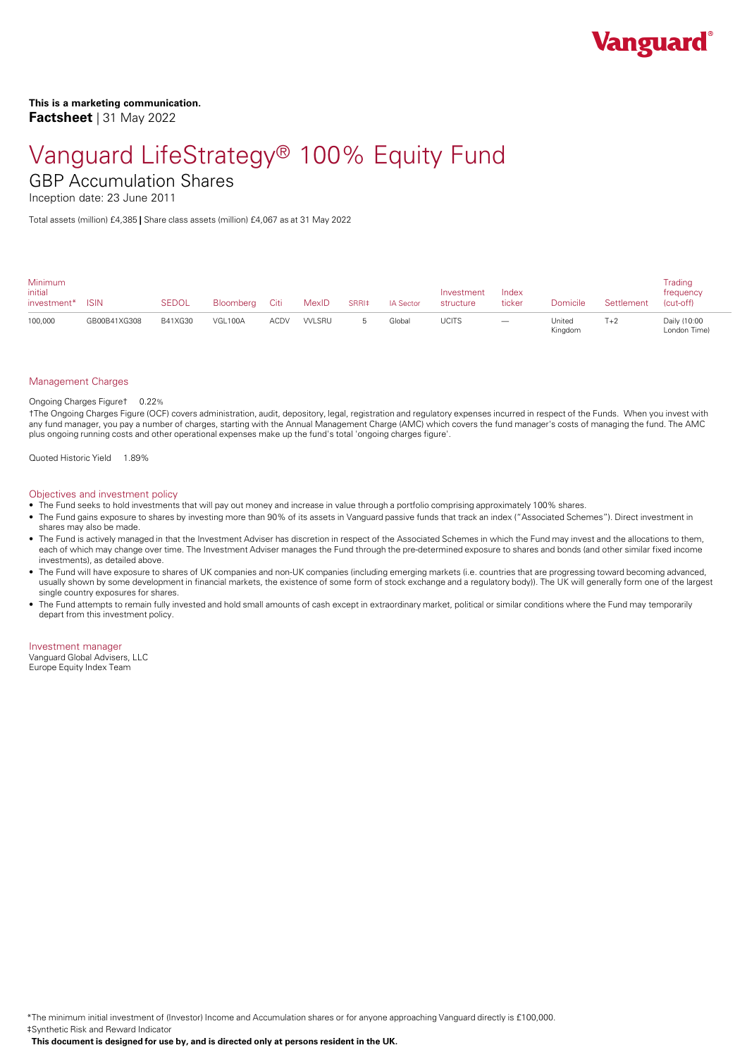**This is a marketing communication.**
**Factsheet** | 31 May 2022

# Vanguard LifeStrategy® 100% Equity Fund

## GBP Accumulation Shares

Inception date: 23 June 2011

Total assets (million) £4,385 | Share class assets (million) £4,067 as at 31 May 2022

| Minimum initial investment* | ISIN | SEDOL | Bloomberg | Citi | MexID | SRRI‡ | IA Sector | Investment structure | Index ticker | Domicile | Settlement | Trading frequency (cut-off) |
|---|---|---|---|---|---|---|---|---|---|---|---|---|
| 100,000 | GB00B41XG308 | B41XG30 | VGL100A | ACDV | VVLSRU | 5 | Global | UCITS | — | United Kingdom | T+2 | Daily (10:00 London Time) |

### Management Charges

Ongoing Charges Figure† 0.22%

†The Ongoing Charges Figure (OCF) covers administration, audit, depository, legal, registration and regulatory expenses incurred in respect of the Funds. When you invest with any fund manager, you pay a number of charges, starting with the Annual Management Charge (AMC) which covers the fund manager's costs of managing the fund. The AMC plus ongoing running costs and other operational expenses make up the fund's total 'ongoing charges figure'.

Quoted Historic Yield 1.89%

### Objectives and investment policy

- The Fund seeks to hold investments that will pay out money and increase in value through a portfolio comprising approximately 100% shares.
- The Fund gains exposure to shares by investing more than 90% of its assets in Vanguard passive funds that track an index ("Associated Schemes"). Direct investment in shares may also be made.
- The Fund is actively managed in that the Investment Adviser has discretion in respect of the Associated Schemes in which the Fund may invest and the allocations to them, each of which may change over time. The Investment Adviser manages the Fund through the pre-determined exposure to shares and bonds (and other similar fixed income investments), as detailed above.
- The Fund will have exposure to shares of UK companies and non-UK companies (including emerging markets (i.e. countries that are progressing toward becoming advanced, usually shown by some development in financial markets, the existence of some form of stock exchange and a regulatory body)). The UK will generally form one of the largest single country exposures for shares.
- The Fund attempts to remain fully invested and hold small amounts of cash except in extraordinary market, political or similar conditions where the Fund may temporarily depart from this investment policy.

### Investment manager

Vanguard Global Advisers, LLC
Europe Equity Index Team

*The minimum initial investment of (Investor) Income and Accumulation shares or for anyone approaching Vanguard directly is £100,000.
‡Synthetic Risk and Reward Indicator

**This document is designed for use by, and is directed only at persons resident in the UK.**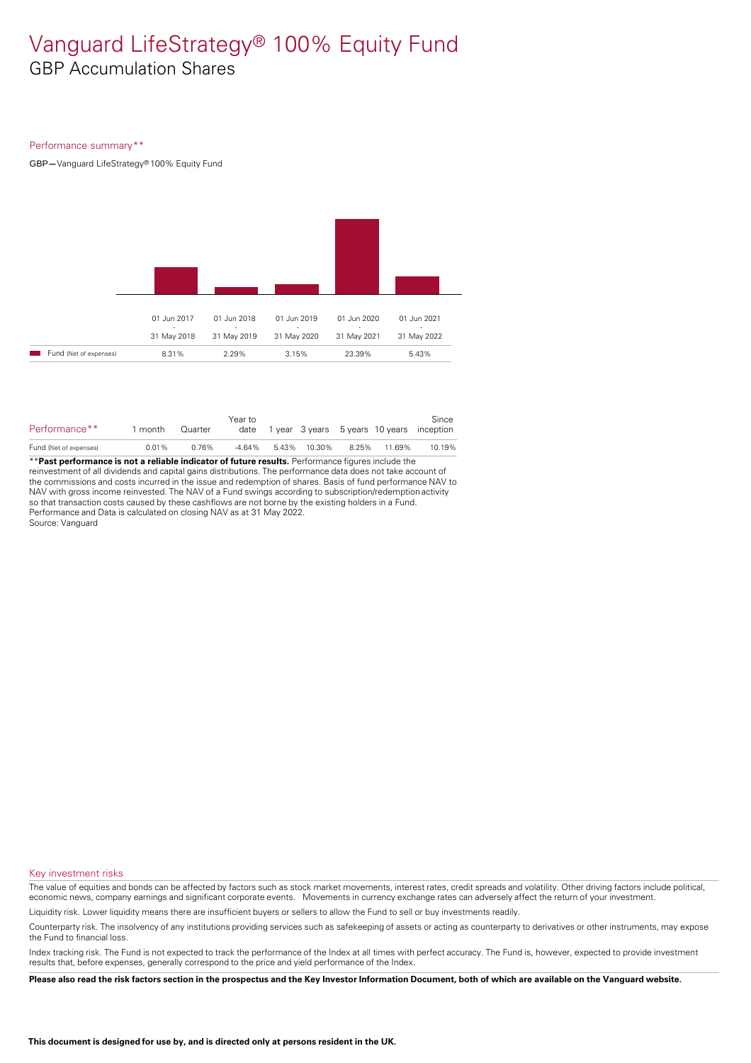# Vanguard LifeStrategy® 100% Equity Fund

## GBP Accumulation Shares

### Performance summary**

GBP—Vanguard LifeStrategy® 100% Equity Fund

| | 01 Jun 2017 - 31 May 2018 | 01 Jun 2018 - 31 May 2019 | 01 Jun 2019 - 31 May 2020 | 01 Jun 2020 - 31 May 2021 | 01 Jun 2021 - 31 May 2022 |
|---|---|---|---|---|---|
| Fund (Net of expenses) | 8.31% | 2.29% | 3.15% | 23.39% | 5.43% |

| Performance** | 1 month | Quarter | Year to date | 1 year | 3 years | 5 years | 10 years | Since inception |
|---|---|---|---|---|---|---|---|---|
| Fund (Net of expenses) | 0.01% | 0.76% | -4.64% | 5.43% | 10.30% | 8.25% | 11.69% | 10.19% |

****Past performance is not a reliable indicator of future results.** Performance figures include the reinvestment of all dividends and capital gains distributions. The performance data does not take account of the commissions and costs incurred in the issue and redemption of shares. Basis of fund performance NAV to NAV with gross income reinvested. The NAV of a Fund swings according to subscription/redemption activity so that transaction costs caused by these cashflows are not borne by the existing holders in a Fund. Performance and Data is calculated on closing NAV as at 31 May 2022.
Source: Vanguard

### Key investment risks

The value of equities and bonds can be affected by factors such as stock market movements, interest rates, credit spreads and volatility. Other driving factors include political, economic news, company earnings and significant corporate events. Movements in currency exchange rates can adversely affect the return of your investment.

Liquidity risk. Lower liquidity means there are insufficient buyers or sellers to allow the Fund to sell or buy investments readily.

Counterparty risk. The insolvency of any institutions providing services such as safekeeping of assets or acting as counterparty to derivatives or other instruments, may expose the Fund to financial loss.

Index tracking risk. The Fund is not expected to track the performance of the Index at all times with perfect accuracy. The Fund is, however, expected to provide investment results that, before expenses, generally correspond to the price and yield performance of the Index.

**Please also read the risk factors section in the prospectus and the Key Investor Information Document, both of which are available on the Vanguard website.**

**This document is designed for use by, and is directed only at persons resident in the UK.**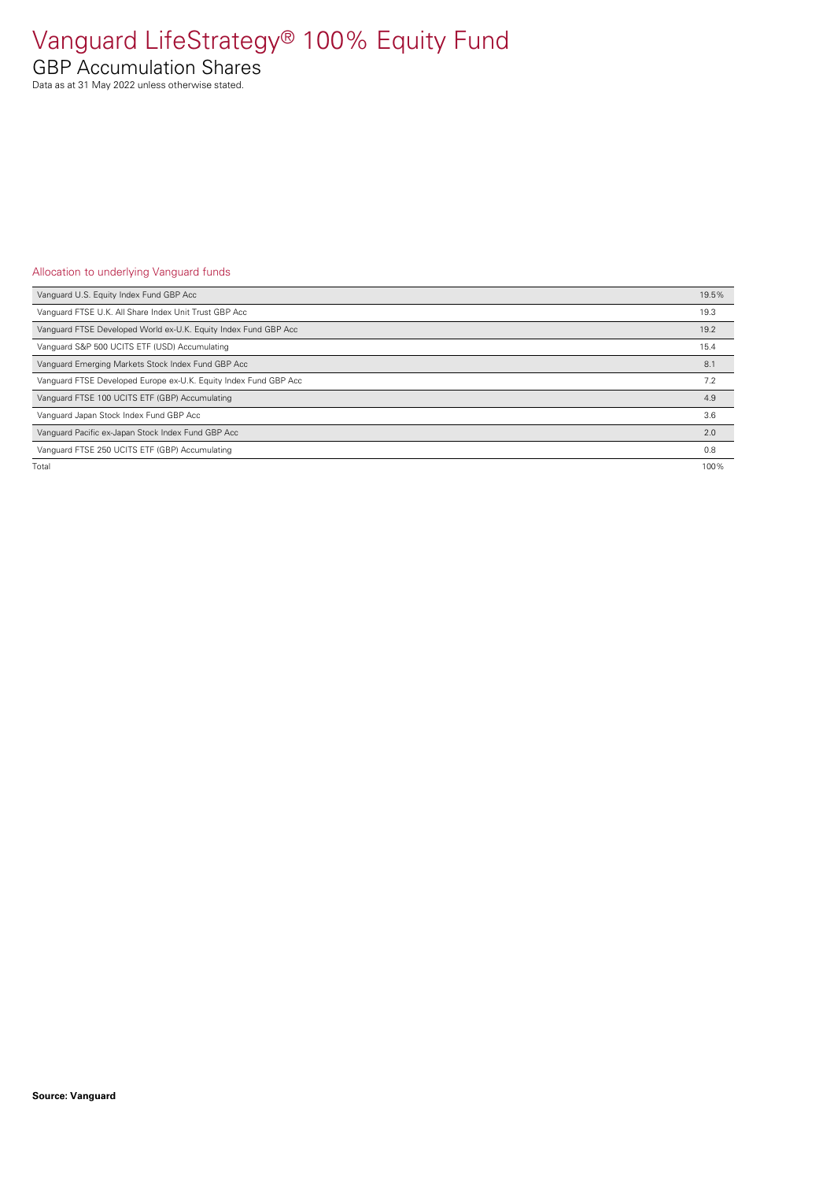# Vanguard LifeStrategy® 100% Equity Fund

## GBP Accumulation Shares

Data as at 31 May 2022 unless otherwise stated.

### Allocation to underlying Vanguard funds

| Fund | % |
|---|---|
| Vanguard U.S. Equity Index Fund GBP Acc | 19.5% |
| Vanguard FTSE U.K. All Share Index Unit Trust GBP Acc | 19.3 |
| Vanguard FTSE Developed World ex-U.K. Equity Index Fund GBP Acc | 19.2 |
| Vanguard S&P 500 UCITS ETF (USD) Accumulating | 15.4 |
| Vanguard Emerging Markets Stock Index Fund GBP Acc | 8.1 |
| Vanguard FTSE Developed Europe ex-U.K. Equity Index Fund GBP Acc | 7.2 |
| Vanguard FTSE 100 UCITS ETF (GBP) Accumulating | 4.9 |
| Vanguard Japan Stock Index Fund GBP Acc | 3.6 |
| Vanguard Pacific ex-Japan Stock Index Fund GBP Acc | 2.0 |
| Vanguard FTSE 250 UCITS ETF (GBP) Accumulating | 0.8 |
| Total | 100% |

**Source: Vanguard**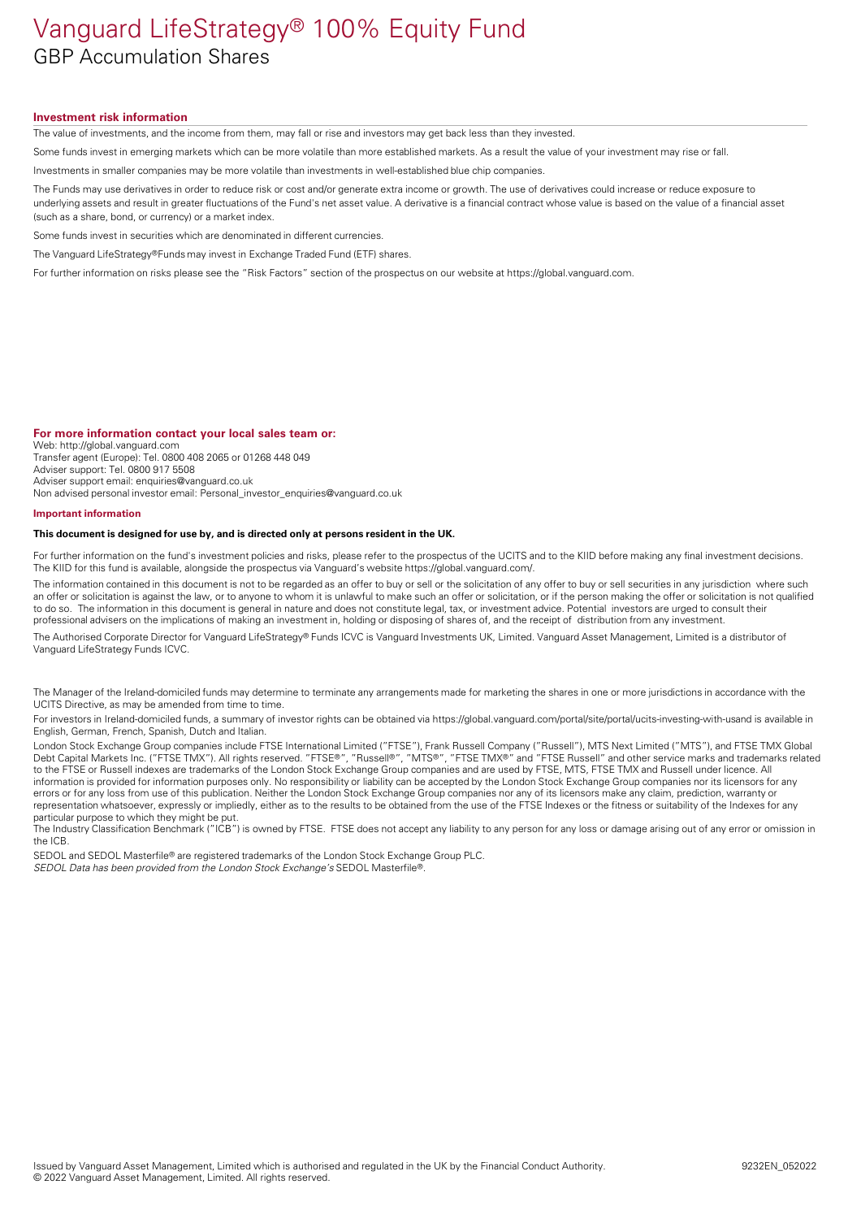# Vanguard LifeStrategy® 100% Equity Fund

## GBP Accumulation Shares

### Investment risk information

The value of investments, and the income from them, may fall or rise and investors may get back less than they invested.

Some funds invest in emerging markets which can be more volatile than more established markets. As a result the value of your investment may rise or fall.

Investments in smaller companies may be more volatile than investments in well-established blue chip companies.

The Funds may use derivatives in order to reduce risk or cost and/or generate extra income or growth. The use of derivatives could increase or reduce exposure to underlying assets and result in greater fluctuations of the Fund's net asset value. A derivative is a financial contract whose value is based on the value of a financial asset (such as a share, bond, or currency) or a market index.

Some funds invest in securities which are denominated in different currencies.

The Vanguard LifeStrategy®Funds may invest in Exchange Traded Fund (ETF) shares.

For further information on risks please see the "Risk Factors" section of the prospectus on our website at https://global.vanguard.com.

### For more information contact your local sales team or:

Web: http://global.vanguard.com
Transfer agent (Europe): Tel. 0800 408 2065 or 01268 448 049
Adviser support: Tel. 0800 917 5508
Adviser support email: enquiries@vanguard.co.uk
Non advised personal investor email: Personal_investor_enquiries@vanguard.co.uk

### Important information

**This document is designed for use by, and is directed only at persons resident in the UK.**

For further information on the fund's investment policies and risks, please refer to the prospectus of the UCITS and to the KIID before making any final investment decisions. The KIID for this fund is available, alongside the prospectus via Vanguard's website https://global.vanguard.com/.

The information contained in this document is not to be regarded as an offer to buy or sell or the solicitation of any offer to buy or sell securities in any jurisdiction where such an offer or solicitation is against the law, or to anyone to whom it is unlawful to make such an offer or solicitation, or if the person making the offer or solicitation is not qualified to do so. The information in this document is general in nature and does not constitute legal, tax, or investment advice. Potential investors are urged to consult their professional advisers on the implications of making an investment in, holding or disposing of shares of, and the receipt of distribution from any investment.

The Authorised Corporate Director for Vanguard LifeStrategy® Funds ICVC is Vanguard Investments UK, Limited. Vanguard Asset Management, Limited is a distributor of Vanguard LifeStrategy Funds ICVC.

The Manager of the Ireland-domiciled funds may determine to terminate any arrangements made for marketing the shares in one or more jurisdictions in accordance with the UCITS Directive, as may be amended from time to time.

For investors in Ireland-domiciled funds, a summary of investor rights can be obtained via https://global.vanguard.com/portal/site/portal/ucits-investing-with-usand is available in English, German, French, Spanish, Dutch and Italian.

London Stock Exchange Group companies include FTSE International Limited ("FTSE"), Frank Russell Company ("Russell"), MTS Next Limited ("MTS"), and FTSE TMX Global Debt Capital Markets Inc. ("FTSE TMX"). All rights reserved. "FTSE®", "Russell®", "MTS®", "FTSE TMX®" and "FTSE Russell" and other service marks and trademarks related to the FTSE or Russell indexes are trademarks of the London Stock Exchange Group companies and are used by FTSE, MTS, FTSE TMX and Russell under licence. All information is provided for information purposes only. No responsibility or liability can be accepted by the London Stock Exchange Group companies nor its licensors for any errors or for any loss from use of this publication. Neither the London Stock Exchange Group companies nor any of its licensors make any claim, prediction, warranty or representation whatsoever, expressly or impliedly, either as to the results to be obtained from the use of the FTSE Indexes or the fitness or suitability of the Indexes for any particular purpose to which they might be put.
The Industry Classification Benchmark ("ICB") is owned by FTSE. FTSE does not accept any liability to any person for any loss or damage arising out of any error or omission in the ICB.

SEDOL and SEDOL Masterfile® are registered trademarks of the London Stock Exchange Group PLC.
*SEDOL Data has been provided from the London Stock Exchange's* SEDOL Masterfile®.

Issued by Vanguard Asset Management, Limited which is authorised and regulated in the UK by the Financial Conduct Authority.
© 2022 Vanguard Asset Management, Limited. All rights reserved.

9232EN_052022